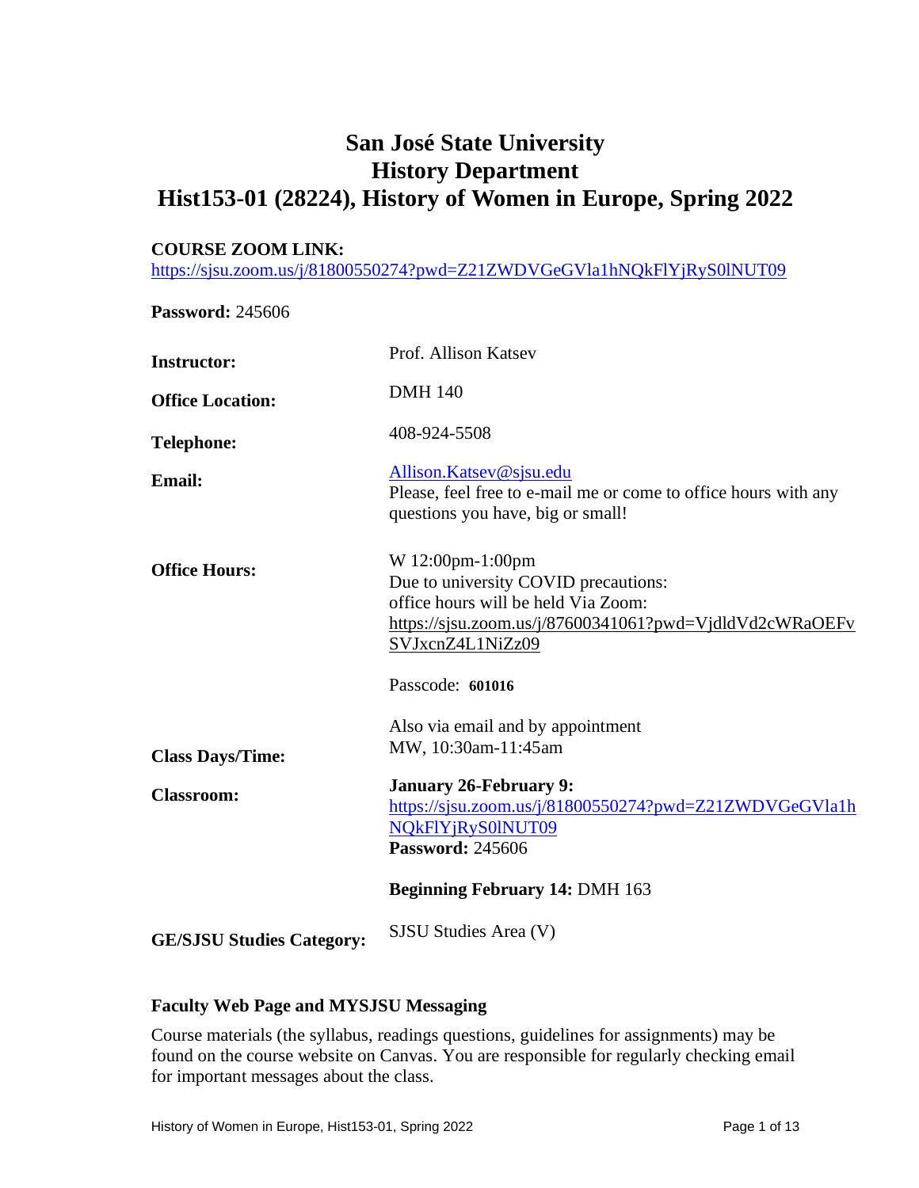# San José State University
# History Department
# Hist153-01 (28224), History of Women in Europe, Spring 2022

**COURSE ZOOM LINK:**
https://sjsu.zoom.us/j/81800550274?pwd=Z21ZWDVGeGVla1hNQkFlYjRyS0lNUT09

**Password:** 245606

| | |
|---|---|
| **Instructor:** | Prof. Allison Katsev |
| **Office Location:** | DMH 140 |
| **Telephone:** | 408-924-5508 |
| **Email:** | Allison.Katsev@sjsu.edu<br>Please, feel free to e-mail me or come to office hours with any questions you have, big or small! |
| **Office Hours:** | W 12:00pm-1:00pm<br>Due to university COVID precautions:<br>office hours will be held Via Zoom:<br>https://sjsu.zoom.us/j/87600341061?pwd=VjdldVd2cWRaOEFvSVJxcnZ4L1NiZz09<br><br>Passcode: **601016**<br><br>Also via email and by appointment |
| **Class Days/Time:** | MW, 10:30am-11:45am |
| **Classroom:** | **January 26-February 9:**<br>https://sjsu.zoom.us/j/81800550274?pwd=Z21ZWDVGeGVla1hNQkFlYjRyS0lNUT09<br>**Password:** 245606<br><br>**Beginning February 14:** DMH 163 |
| **GE/SJSU Studies Category:** | SJSU Studies Area (V) |

### Faculty Web Page and MYSJSU Messaging

Course materials (the syllabus, readings questions, guidelines for assignments) may be found on the course website on Canvas. You are responsible for regularly checking email for important messages about the class.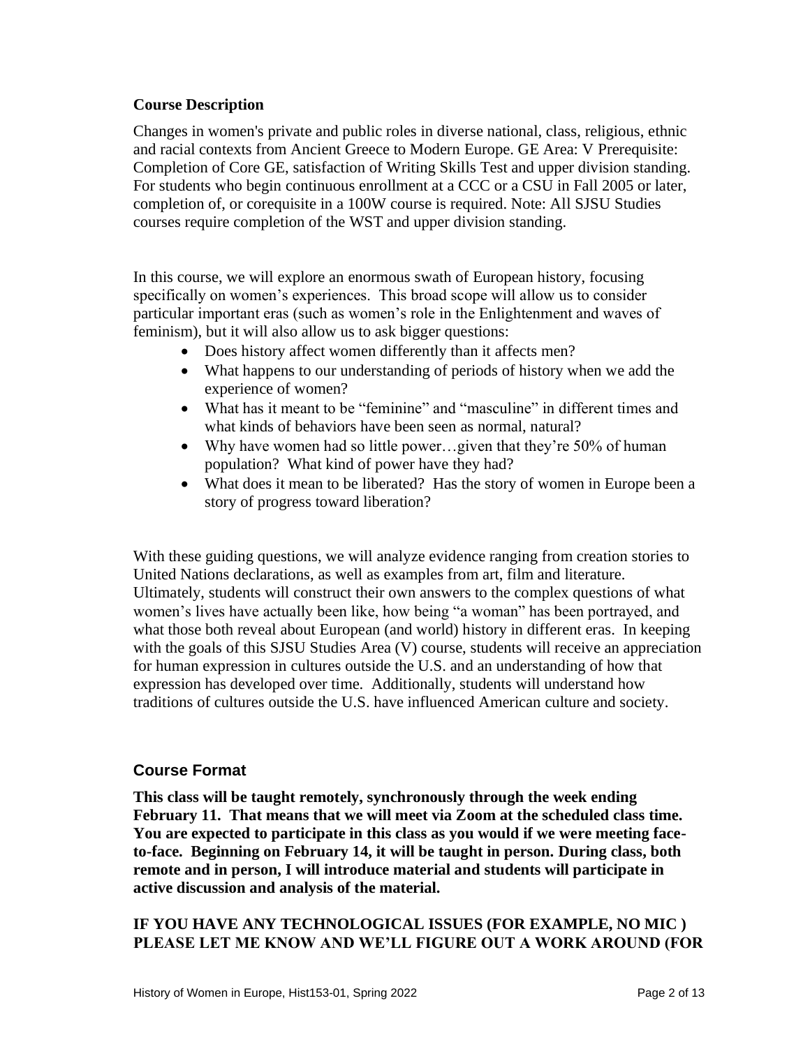### Course Description

Changes in women's private and public roles in diverse national, class, religious, ethnic and racial contexts from Ancient Greece to Modern Europe. GE Area: V Prerequisite: Completion of Core GE, satisfaction of Writing Skills Test and upper division standing. For students who begin continuous enrollment at a CCC or a CSU in Fall 2005 or later, completion of, or corequisite in a 100W course is required. Note: All SJSU Studies courses require completion of the WST and upper division standing.

In this course, we will explore an enormous swath of European history, focusing specifically on women's experiences. This broad scope will allow us to consider particular important eras (such as women's role in the Enlightenment and waves of feminism), but it will also allow us to ask bigger questions:

- Does history affect women differently than it affects men?
- What happens to our understanding of periods of history when we add the experience of women?
- What has it meant to be "feminine" and "masculine" in different times and what kinds of behaviors have been seen as normal, natural?
- Why have women had so little power…given that they're 50% of human population? What kind of power have they had?
- What does it mean to be liberated? Has the story of women in Europe been a story of progress toward liberation?

With these guiding questions, we will analyze evidence ranging from creation stories to United Nations declarations, as well as examples from art, film and literature. Ultimately, students will construct their own answers to the complex questions of what women's lives have actually been like, how being "a woman" has been portrayed, and what those both reveal about European (and world) history in different eras. In keeping with the goals of this SJSU Studies Area (V) course, students will receive an appreciation for human expression in cultures outside the U.S. and an understanding of how that expression has developed over time. Additionally, students will understand how traditions of cultures outside the U.S. have influenced American culture and society.

### Course Format

**This class will be taught remotely, synchronously through the week ending February 11. That means that we will meet via Zoom at the scheduled class time. You are expected to participate in this class as you would if we were meeting face-to-face. Beginning on February 14, it will be taught in person. During class, both remote and in person, I will introduce material and students will participate in active discussion and analysis of the material.**

**IF YOU HAVE ANY TECHNOLOGICAL ISSUES (FOR EXAMPLE, NO MIC ) PLEASE LET ME KNOW AND WE'LL FIGURE OUT A WORK AROUND (FOR**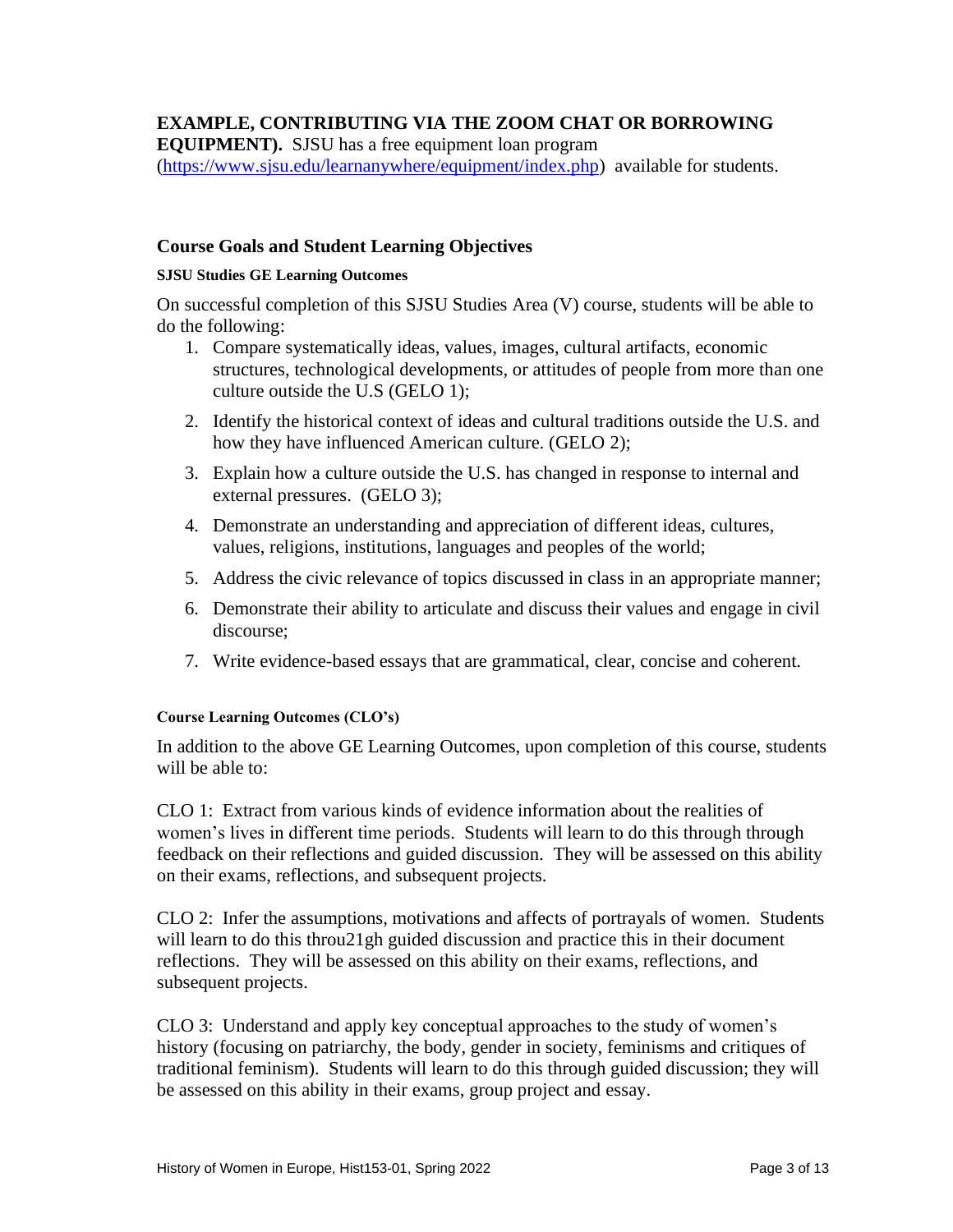**EXAMPLE, CONTRIBUTING VIA THE ZOOM CHAT OR BORROWING EQUIPMENT).** SJSU has a free equipment loan program (https://www.sjsu.edu/learnanywhere/equipment/index.php) available for students.

## Course Goals and Student Learning Objectives

#### SJSU Studies GE Learning Outcomes

On successful completion of this SJSU Studies Area (V) course, students will be able to do the following:

1. Compare systematically ideas, values, images, cultural artifacts, economic structures, technological developments, or attitudes of people from more than one culture outside the U.S (GELO 1);
2. Identify the historical context of ideas and cultural traditions outside the U.S. and how they have influenced American culture. (GELO 2);
3. Explain how a culture outside the U.S. has changed in response to internal and external pressures. (GELO 3);
4. Demonstrate an understanding and appreciation of different ideas, cultures, values, religions, institutions, languages and peoples of the world;
5. Address the civic relevance of topics discussed in class in an appropriate manner;
6. Demonstrate their ability to articulate and discuss their values and engage in civil discourse;
7. Write evidence-based essays that are grammatical, clear, concise and coherent.

#### Course Learning Outcomes (CLO's)

In addition to the above GE Learning Outcomes, upon completion of this course, students will be able to:

CLO 1: Extract from various kinds of evidence information about the realities of women's lives in different time periods. Students will learn to do this through through feedback on their reflections and guided discussion. They will be assessed on this ability on their exams, reflections, and subsequent projects.

CLO 2: Infer the assumptions, motivations and affects of portrayals of women. Students will learn to do this throu21gh guided discussion and practice this in their document reflections. They will be assessed on this ability on their exams, reflections, and subsequent projects.

CLO 3: Understand and apply key conceptual approaches to the study of women's history (focusing on patriarchy, the body, gender in society, feminisms and critiques of traditional feminism). Students will learn to do this through guided discussion; they will be assessed on this ability in their exams, group project and essay.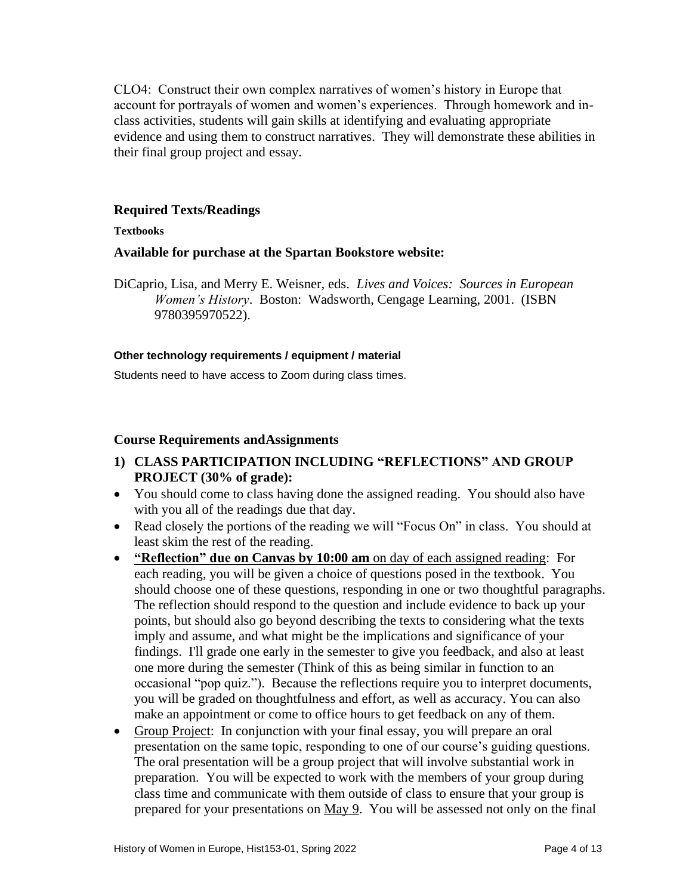CLO4: Construct their own complex narratives of women's history in Europe that account for portrayals of women and women's experiences. Through homework and in-class activities, students will gain skills at identifying and evaluating appropriate evidence and using them to construct narratives. They will demonstrate these abilities in their final group project and essay.

## Required Texts/Readings

**Textbooks**

### Available for purchase at the Spartan Bookstore website:

DiCaprio, Lisa, and Merry E. Weisner, eds. *Lives and Voices: Sources in European Women's History*. Boston: Wadsworth, Cengage Learning, 2001. (ISBN 9780395970522).

**Other technology requirements / equipment / material**

Students need to have access to Zoom during class times.

## Course Requirements andAssignments

1) **CLASS PARTICIPATION INCLUDING "REFLECTIONS" AND GROUP PROJECT (30% of grade):**

- You should come to class having done the assigned reading. You should also have with you all of the readings due that day.
- Read closely the portions of the reading we will "Focus On" in class. You should at least skim the rest of the reading.
- **"Reflection" due on Canvas by 10:00 am** on day of each assigned reading: For each reading, you will be given a choice of questions posed in the textbook. You should choose one of these questions, responding in one or two thoughtful paragraphs. The reflection should respond to the question and include evidence to back up your points, but should also go beyond describing the texts to considering what the texts imply and assume, and what might be the implications and significance of your findings. I'll grade one early in the semester to give you feedback, and also at least one more during the semester (Think of this as being similar in function to an occasional "pop quiz."). Because the reflections require you to interpret documents, you will be graded on thoughtfulness and effort, as well as accuracy. You can also make an appointment or come to office hours to get feedback on any of them.
- Group Project: In conjunction with your final essay, you will prepare an oral presentation on the same topic, responding to one of our course's guiding questions. The oral presentation will be a group project that will involve substantial work in preparation. You will be expected to work with the members of your group during class time and communicate with them outside of class to ensure that your group is prepared for your presentations on May 9. You will be assessed not only on the final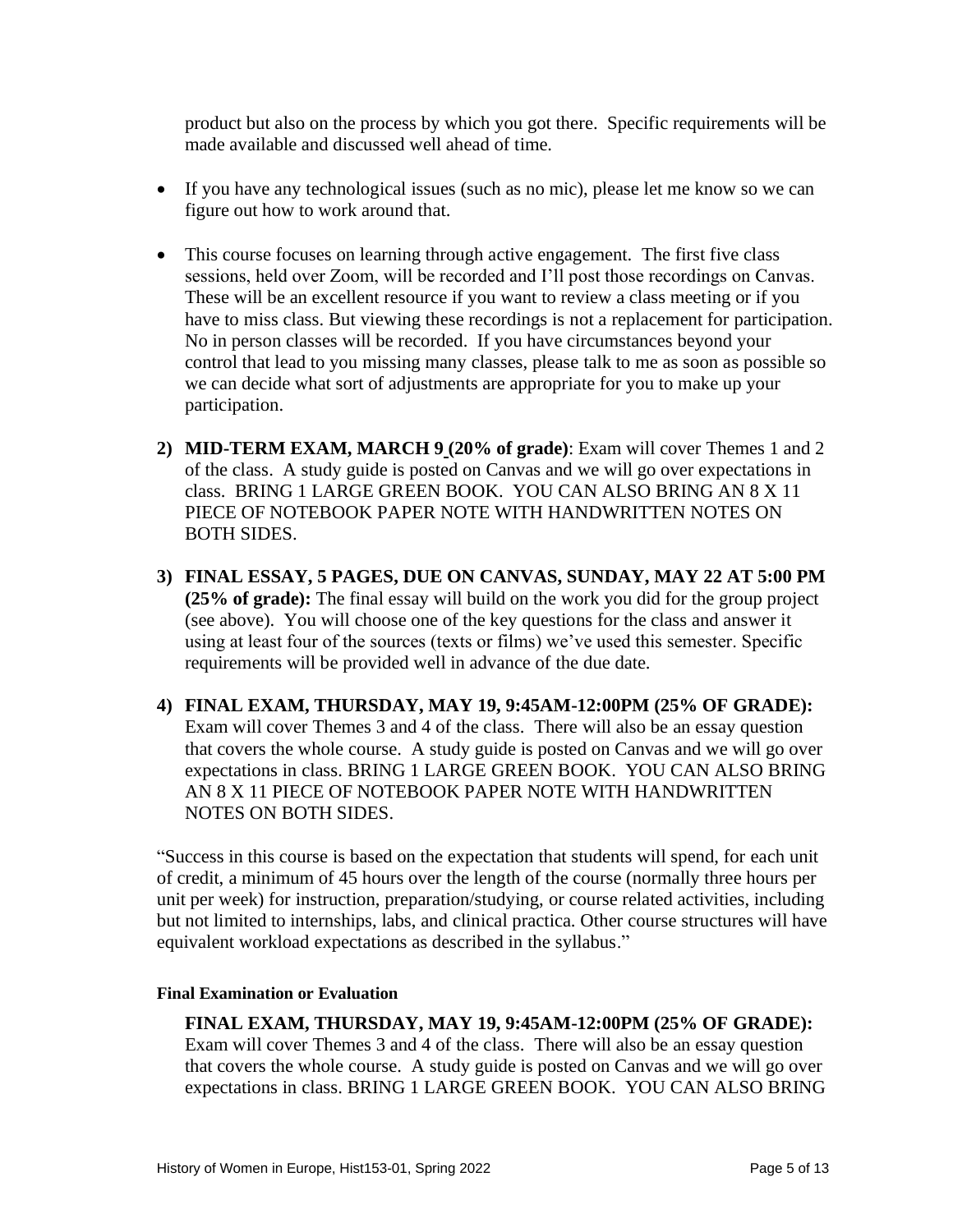product but also on the process by which you got there. Specific requirements will be made available and discussed well ahead of time.

- If you have any technological issues (such as no mic), please let me know so we can figure out how to work around that.

- This course focuses on learning through active engagement. The first five class sessions, held over Zoom, will be recorded and I'll post those recordings on Canvas. These will be an excellent resource if you want to review a class meeting or if you have to miss class. But viewing these recordings is not a replacement for participation. No in person classes will be recorded. If you have circumstances beyond your control that lead to you missing many classes, please talk to me as soon as possible so we can decide what sort of adjustments are appropriate for you to make up your participation.

2) **MID-TERM EXAM, MARCH 9 (20% of grade)**: Exam will cover Themes 1 and 2 of the class. A study guide is posted on Canvas and we will go over expectations in class. BRING 1 LARGE GREEN BOOK. YOU CAN ALSO BRING AN 8 X 11 PIECE OF NOTEBOOK PAPER NOTE WITH HANDWRITTEN NOTES ON BOTH SIDES.

3) **FINAL ESSAY, 5 PAGES, DUE ON CANVAS, SUNDAY, MAY 22 AT 5:00 PM (25% of grade):** The final essay will build on the work you did for the group project (see above). You will choose one of the key questions for the class and answer it using at least four of the sources (texts or films) we've used this semester. Specific requirements will be provided well in advance of the due date.

4) **FINAL EXAM, THURSDAY, MAY 19, 9:45AM-12:00PM (25% OF GRADE):** Exam will cover Themes 3 and 4 of the class. There will also be an essay question that covers the whole course. A study guide is posted on Canvas and we will go over expectations in class. BRING 1 LARGE GREEN BOOK. YOU CAN ALSO BRING AN 8 X 11 PIECE OF NOTEBOOK PAPER NOTE WITH HANDWRITTEN NOTES ON BOTH SIDES.

"Success in this course is based on the expectation that students will spend, for each unit of credit, a minimum of 45 hours over the length of the course (normally three hours per unit per week) for instruction, preparation/studying, or course related activities, including but not limited to internships, labs, and clinical practica. Other course structures will have equivalent workload expectations as described in the syllabus."

#### Final Examination or Evaluation

**FINAL EXAM, THURSDAY, MAY 19, 9:45AM-12:00PM (25% OF GRADE):** Exam will cover Themes 3 and 4 of the class. There will also be an essay question that covers the whole course. A study guide is posted on Canvas and we will go over expectations in class. BRING 1 LARGE GREEN BOOK. YOU CAN ALSO BRING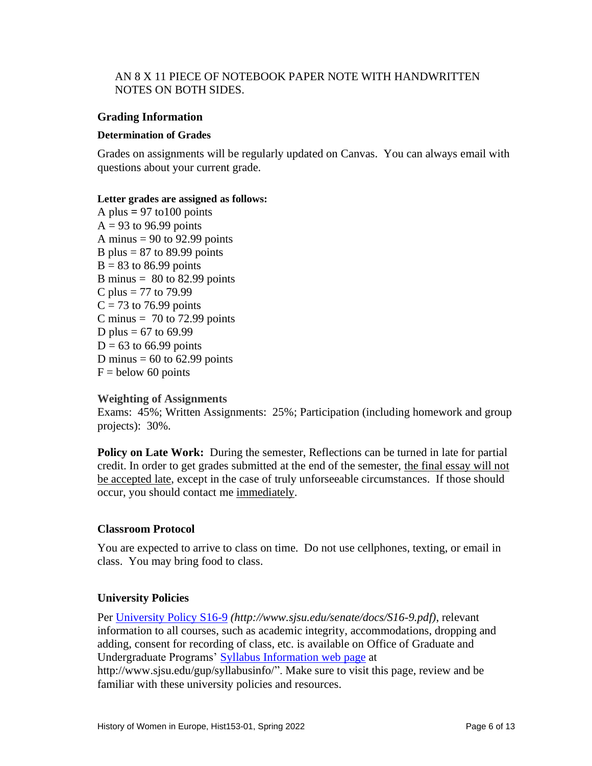AN 8 X 11 PIECE OF NOTEBOOK PAPER NOTE WITH HANDWRITTEN NOTES ON BOTH SIDES.

## Grading Information

### Determination of Grades

Grades on assignments will be regularly updated on Canvas. You can always email with questions about your current grade.

**Letter grades are assigned as follows:**

A plus = 97 to100 points
A = 93 to 96.99 points
A minus = 90 to 92.99 points
B plus = 87 to 89.99 points
B = 83 to 86.99 points
B minus = 80 to 82.99 points
C plus = 77 to 79.99
C = 73 to 76.99 points
C minus = 70 to 72.99 points
D plus = 67 to 69.99
D = 63 to 66.99 points
D minus = 60 to 62.99 points
F = below 60 points

### Weighting of Assignments

Exams: 45%; Written Assignments: 25%; Participation (including homework and group projects): 30%.

**Policy on Late Work:** During the semester, Reflections can be turned in late for partial credit. In order to get grades submitted at the end of the semester, the final essay will not be accepted late, except in the case of truly unforseeable circumstances. If those should occur, you should contact me immediately.

## Classroom Protocol

You are expected to arrive to class on time. Do not use cellphones, texting, or email in class. You may bring food to class.

## University Policies

Per [University Policy S16-9](http://www.sjsu.edu/senate/docs/S16-9.pdf) *(http://www.sjsu.edu/senate/docs/S16-9.pdf)*, relevant information to all courses, such as academic integrity, accommodations, dropping and adding, consent for recording of class, etc. is available on Office of Graduate and Undergraduate Programs' [Syllabus Information web page](http://www.sjsu.edu/gup/syllabusinfo/) at http://www.sjsu.edu/gup/syllabusinfo/". Make sure to visit this page, review and be familiar with these university policies and resources.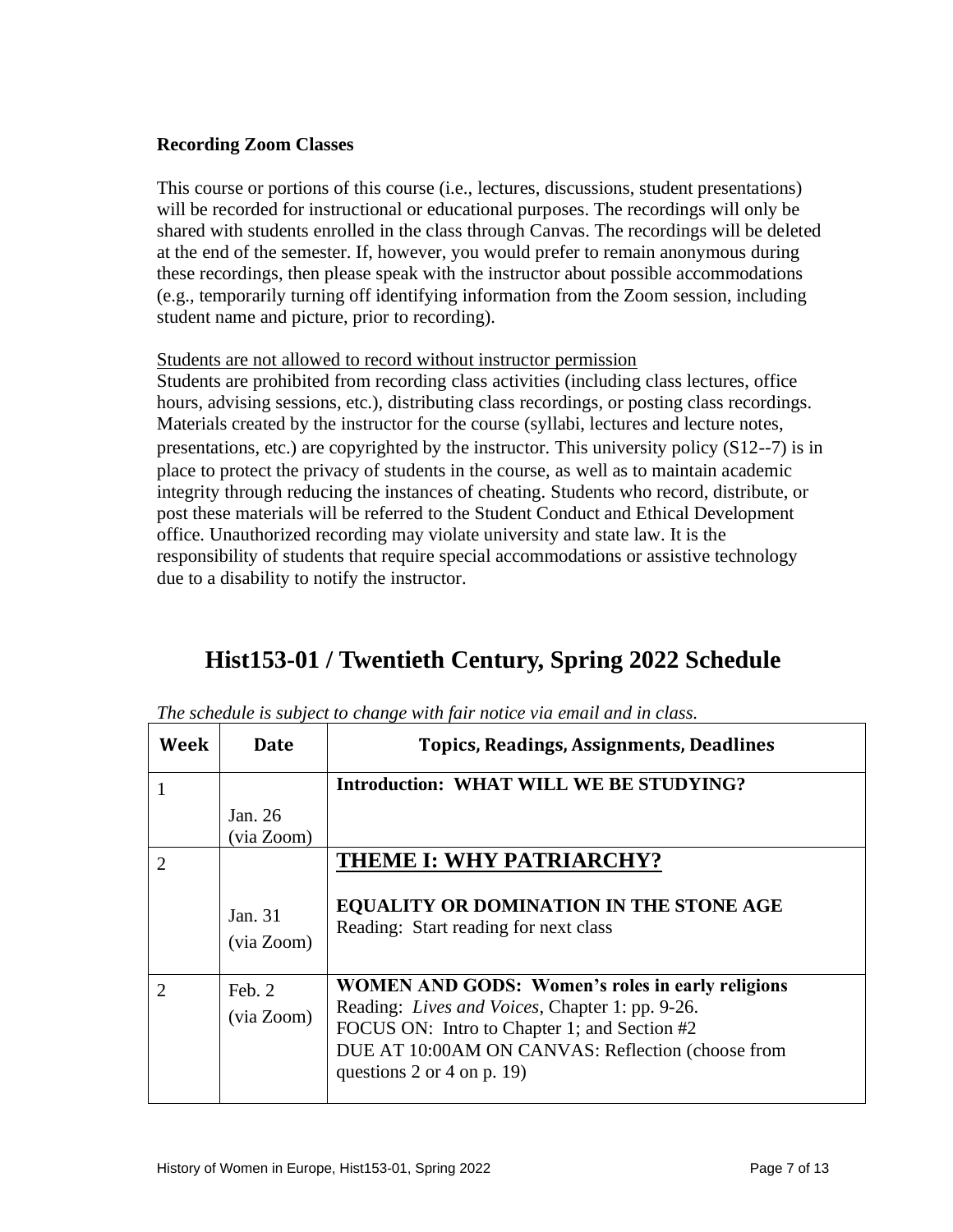**Recording Zoom Classes**

This course or portions of this course (i.e., lectures, discussions, student presentations) will be recorded for instructional or educational purposes. The recordings will only be shared with students enrolled in the class through Canvas. The recordings will be deleted at the end of the semester. If, however, you would prefer to remain anonymous during these recordings, then please speak with the instructor about possible accommodations (e.g., temporarily turning off identifying information from the Zoom session, including student name and picture, prior to recording).

<u>Students are not allowed to record without instructor permission</u>

Students are prohibited from recording class activities (including class lectures, office hours, advising sessions, etc.), distributing class recordings, or posting class recordings. Materials created by the instructor for the course (syllabi, lectures and lecture notes, presentations, etc.) are copyrighted by the instructor. This university policy (S12--7) is in place to protect the privacy of students in the course, as well as to maintain academic integrity through reducing the instances of cheating. Students who record, distribute, or post these materials will be referred to the Student Conduct and Ethical Development office. Unauthorized recording may violate university and state law. It is the responsibility of students that require special accommodations or assistive technology due to a disability to notify the instructor.

# Hist153-01 / Twentieth Century, Spring 2022 Schedule

*The schedule is subject to change with fair notice via email and in class.*

| Week | Date | Topics, Readings, Assignments, Deadlines |
|---|---|---|
| 1 | Jan. 26 (via Zoom) | **Introduction: WHAT WILL WE BE STUDYING?** |
| 2 | Jan. 31 (via Zoom) | **<u>THEME I: WHY PATRIARCHY?</u>** <br> **EQUALITY OR DOMINATION IN THE STONE AGE** <br> Reading: Start reading for next class |
| 2 | Feb. 2 (via Zoom) | **WOMEN AND GODS: Women's roles in early religions** <br> Reading: *Lives and Voices*, Chapter 1: pp. 9-26. <br> FOCUS ON: Intro to Chapter 1; and Section #2 <br> DUE AT 10:00AM ON CANVAS: Reflection (choose from questions 2 or 4 on p. 19) |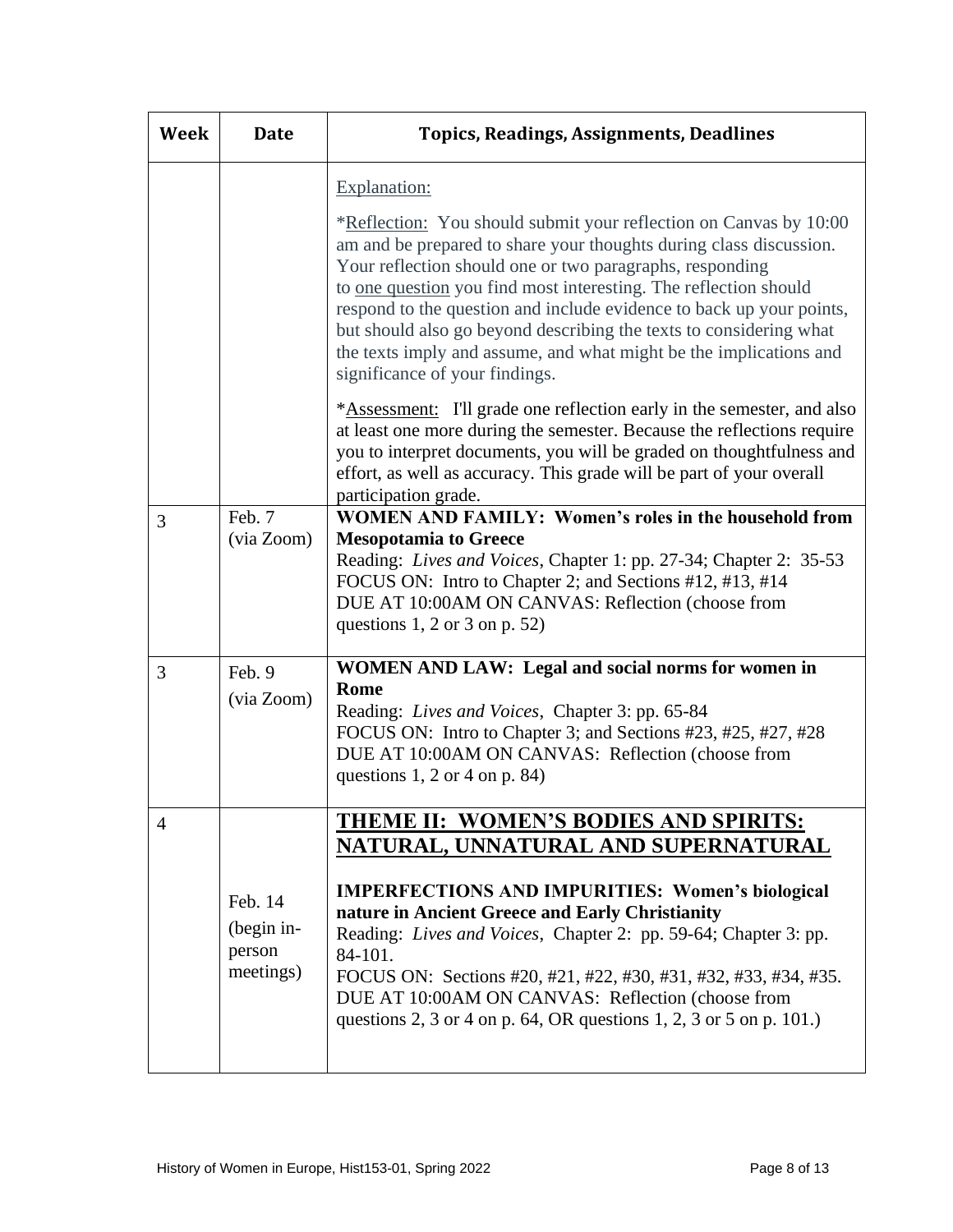| Week | Date | Topics, Readings, Assignments, Deadlines |
|---|---|---|
| | | Explanation:<br><br>*Reflection: You should submit your reflection on Canvas by 10:00 am and be prepared to share your thoughts during class discussion. Your reflection should one or two paragraphs, responding to one question you find most interesting. The reflection should respond to the question and include evidence to back up your points, but should also go beyond describing the texts to considering what the texts imply and assume, and what might be the implications and significance of your findings.<br><br>*Assessment: I'll grade one reflection early in the semester, and also at least one more during the semester. Because the reflections require you to interpret documents, you will be graded on thoughtfulness and effort, as well as accuracy. This grade will be part of your overall participation grade. |
| 3 | Feb. 7 (via Zoom) | **WOMEN AND FAMILY: Women's roles in the household from Mesopotamia to Greece**<br>Reading: *Lives and Voices*, Chapter 1: pp. 27-34; Chapter 2: 35-53<br>FOCUS ON: Intro to Chapter 2; and Sections #12, #13, #14<br>DUE AT 10:00AM ON CANVAS: Reflection (choose from questions 1, 2 or 3 on p. 52) |
| 3 | Feb. 9 (via Zoom) | **WOMEN AND LAW: Legal and social norms for women in Rome**<br>Reading: *Lives and Voices*, Chapter 3: pp. 65-84<br>FOCUS ON: Intro to Chapter 3; and Sections #23, #25, #27, #28<br>DUE AT 10:00AM ON CANVAS: Reflection (choose from questions 1, 2 or 4 on p. 84) |
| 4 | Feb. 14 (begin in-person meetings) | **THEME II: WOMEN'S BODIES AND SPIRITS: NATURAL, UNNATURAL AND SUPERNATURAL**<br><br>**IMPERFECTIONS AND IMPURITIES: Women's biological nature in Ancient Greece and Early Christianity**<br>Reading: *Lives and Voices*, Chapter 2: pp. 59-64; Chapter 3: pp. 84-101.<br>FOCUS ON: Sections #20, #21, #22, #30, #31, #32, #33, #34, #35.<br>DUE AT 10:00AM ON CANVAS: Reflection (choose from questions 2, 3 or 4 on p. 64, OR questions 1, 2, 3 or 5 on p. 101.) |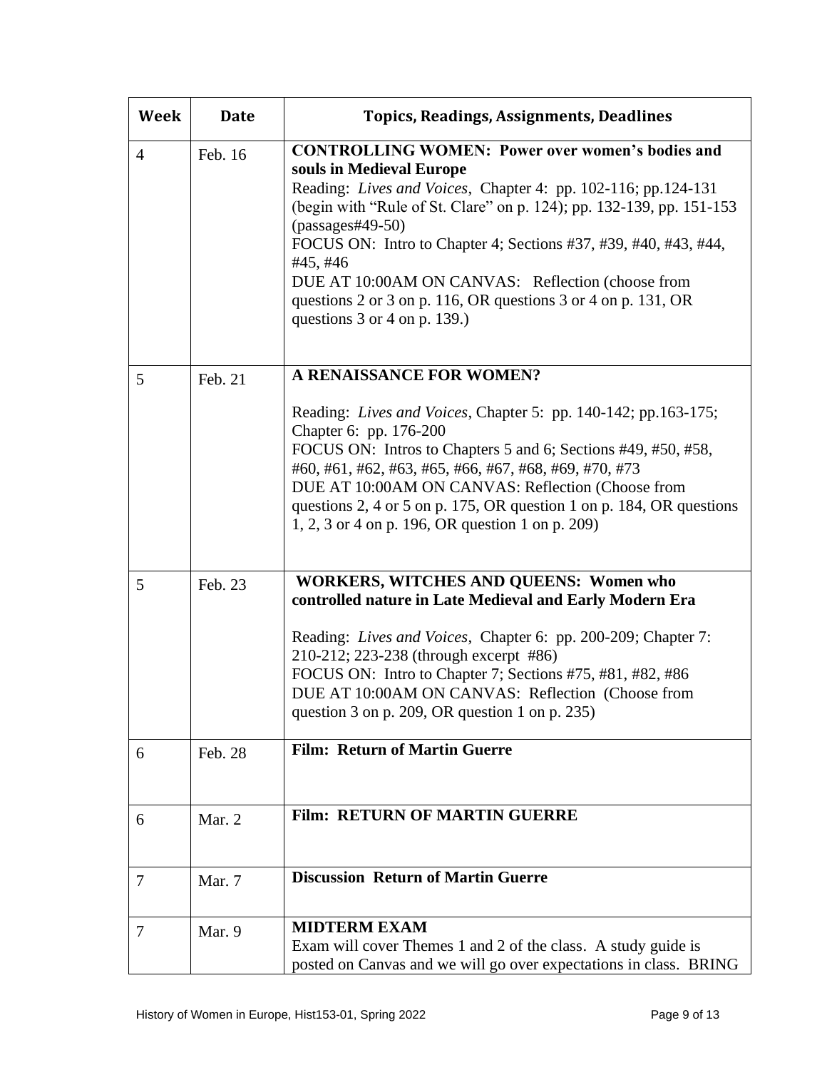| Week | Date | Topics, Readings, Assignments, Deadlines |
|---|---|---|
| 4 | Feb. 16 | **CONTROLLING WOMEN: Power over women's bodies and souls in Medieval Europe**<br>Reading: *Lives and Voices*, Chapter 4: pp. 102-116; pp.124-131 (begin with "Rule of St. Clare" on p. 124); pp. 132-139, pp. 151-153 (passages#49-50)<br>FOCUS ON: Intro to Chapter 4; Sections #37, #39, #40, #43, #44, #45, #46<br>DUE AT 10:00AM ON CANVAS: Reflection (choose from questions 2 or 3 on p. 116, OR questions 3 or 4 on p. 131, OR questions 3 or 4 on p. 139.) |
| 5 | Feb. 21 | **A RENAISSANCE FOR WOMEN?**<br>Reading: *Lives and Voices*, Chapter 5: pp. 140-142; pp.163-175; Chapter 6: pp. 176-200<br>FOCUS ON: Intros to Chapters 5 and 6; Sections #49, #50, #58, #60, #61, #62, #63, #65, #66, #67, #68, #69, #70, #73<br>DUE AT 10:00AM ON CANVAS: Reflection (Choose from questions 2, 4 or 5 on p. 175, OR question 1 on p. 184, OR questions 1, 2, 3 or 4 on p. 196, OR question 1 on p. 209) |
| 5 | Feb. 23 | **WORKERS, WITCHES AND QUEENS: Women who controlled nature in Late Medieval and Early Modern Era**<br>Reading: *Lives and Voices*, Chapter 6: pp. 200-209; Chapter 7: 210-212; 223-238 (through excerpt #86)<br>FOCUS ON: Intro to Chapter 7; Sections #75, #81, #82, #86<br>DUE AT 10:00AM ON CANVAS: Reflection (Choose from question 3 on p. 209, OR question 1 on p. 235) |
| 6 | Feb. 28 | **Film: Return of Martin Guerre** |
| 6 | Mar. 2 | **Film: RETURN OF MARTIN GUERRE** |
| 7 | Mar. 7 | **Discussion Return of Martin Guerre** |
| 7 | Mar. 9 | **MIDTERM EXAM**<br>Exam will cover Themes 1 and 2 of the class. A study guide is posted on Canvas and we will go over expectations in class. BRING |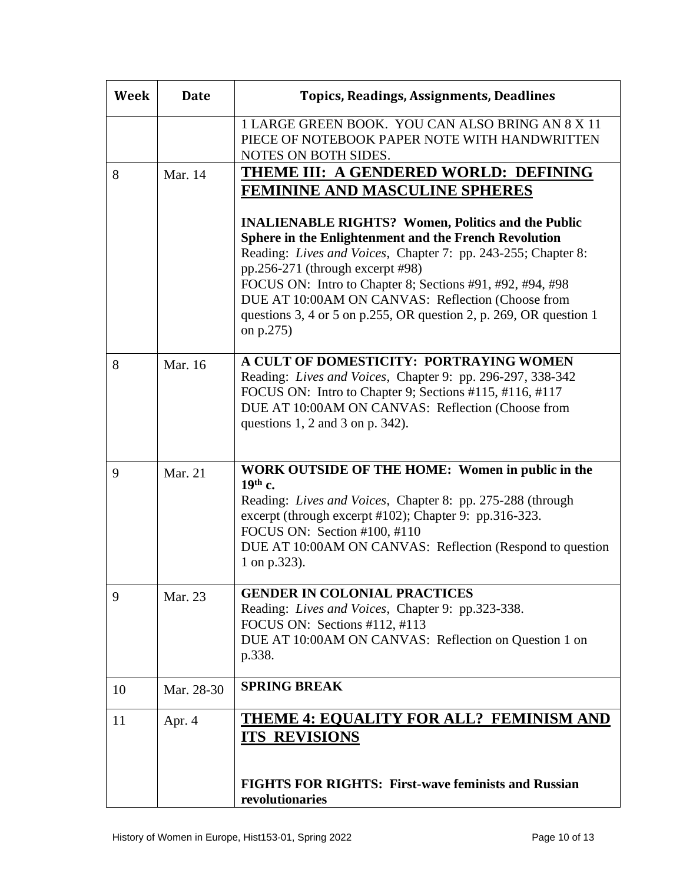| Week | Date | Topics, Readings, Assignments, Deadlines |
|---|---|---|
| | | 1 LARGE GREEN BOOK. YOU CAN ALSO BRING AN 8 X 11 PIECE OF NOTEBOOK PAPER NOTE WITH HANDWRITTEN NOTES ON BOTH SIDES. |
| 8 | Mar. 14 | **THEME III: A GENDERED WORLD: DEFINING FEMININE AND MASCULINE SPHERES**<br><br>**INALIENABLE RIGHTS? Women, Politics and the Public Sphere in the Enlightenment and the French Revolution**<br>Reading: *Lives and Voices*, Chapter 7: pp. 243-255; Chapter 8: pp.256-271 (through excerpt #98)<br>FOCUS ON: Intro to Chapter 8; Sections #91, #92, #94, #98<br>DUE AT 10:00AM ON CANVAS: Reflection (Choose from questions 3, 4 or 5 on p.255, OR question 2, p. 269, OR question 1 on p.275) |
| 8 | Mar. 16 | **A CULT OF DOMESTICITY: PORTRAYING WOMEN**<br>Reading: *Lives and Voices*, Chapter 9: pp. 296-297, 338-342<br>FOCUS ON: Intro to Chapter 9; Sections #115, #116, #117<br>DUE AT 10:00AM ON CANVAS: Reflection (Choose from questions 1, 2 and 3 on p. 342). |
| 9 | Mar. 21 | **WORK OUTSIDE OF THE HOME: Women in public in the 19th c.**<br>Reading: *Lives and Voices*, Chapter 8: pp. 275-288 (through excerpt (through excerpt #102); Chapter 9: pp.316-323.<br>FOCUS ON: Section #100, #110<br>DUE AT 10:00AM ON CANVAS: Reflection (Respond to question 1 on p.323). |
| 9 | Mar. 23 | **GENDER IN COLONIAL PRACTICES**<br>Reading: *Lives and Voices*, Chapter 9: pp.323-338.<br>FOCUS ON: Sections #112, #113<br>DUE AT 10:00AM ON CANVAS: Reflection on Question 1 on p.338. |
| 10 | Mar. 28-30 | **SPRING BREAK** |
| 11 | Apr. 4 | **THEME 4: EQUALITY FOR ALL? FEMINISM AND ITS REVISIONS**<br><br>**FIGHTS FOR RIGHTS: First-wave feminists and Russian revolutionaries** |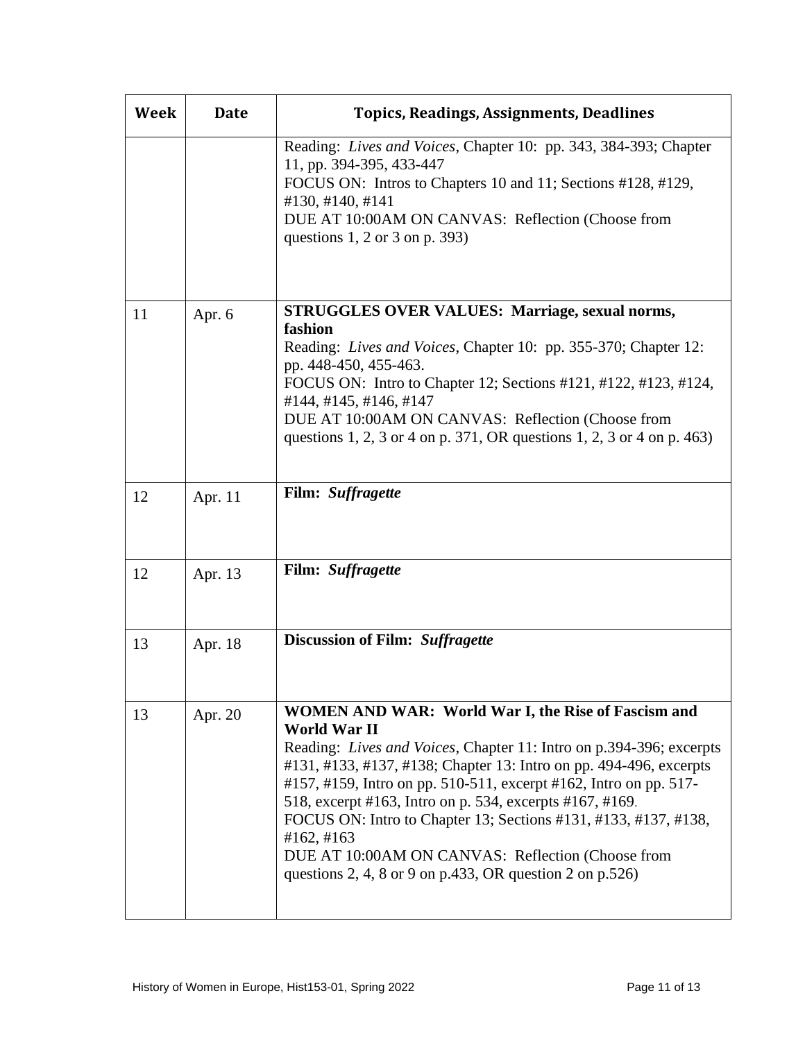| Week | Date | Topics, Readings, Assignments, Deadlines |
|---|---|---|
| | | Reading: *Lives and Voices*, Chapter 10: pp. 343, 384-393; Chapter 11, pp. 394-395, 433-447<br>FOCUS ON: Intros to Chapters 10 and 11; Sections #128, #129, #130, #140, #141<br>DUE AT 10:00AM ON CANVAS: Reflection (Choose from questions 1, 2 or 3 on p. 393) |
| 11 | Apr. 6 | **STRUGGLES OVER VALUES: Marriage, sexual norms, fashion**<br>Reading: *Lives and Voices*, Chapter 10: pp. 355-370; Chapter 12: pp. 448-450, 455-463.<br>FOCUS ON: Intro to Chapter 12; Sections #121, #122, #123, #124, #144, #145, #146, #147<br>DUE AT 10:00AM ON CANVAS: Reflection (Choose from questions 1, 2, 3 or 4 on p. 371, OR questions 1, 2, 3 or 4 on p. 463) |
| 12 | Apr. 11 | **Film: *Suffragette*** |
| 12 | Apr. 13 | **Film: *Suffragette*** |
| 13 | Apr. 18 | **Discussion of Film: *Suffragette*** |
| 13 | Apr. 20 | **WOMEN AND WAR: World War I, the Rise of Fascism and World War II**<br>Reading: *Lives and Voices*, Chapter 11: Intro on p.394-396; excerpts #131, #133, #137, #138; Chapter 13: Intro on pp. 494-496, excerpts #157, #159, Intro on pp. 510-511, excerpt #162, Intro on pp. 517-518, excerpt #163, Intro on p. 534, excerpts #167, #169.<br>FOCUS ON: Intro to Chapter 13; Sections #131, #133, #137, #138, #162, #163<br>DUE AT 10:00AM ON CANVAS: Reflection (Choose from questions 2, 4, 8 or 9 on p.433, OR question 2 on p.526) |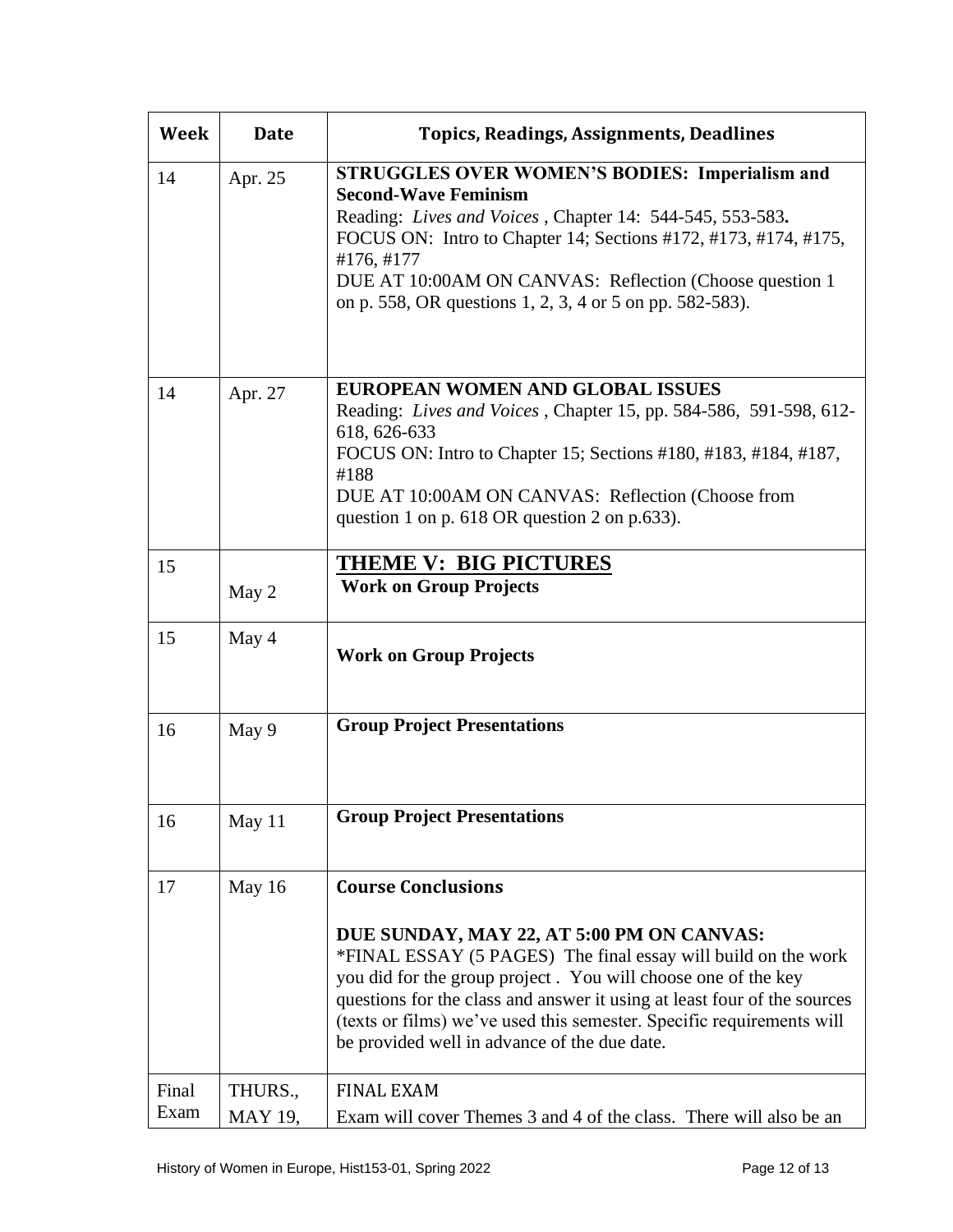| Week | Date | Topics, Readings, Assignments, Deadlines |
|---|---|---|
| 14 | Apr. 25 | **STRUGGLES OVER WOMEN'S BODIES: Imperialism and Second-Wave Feminism**<br>Reading: *Lives and Voices* , Chapter 14: 544-545, 553-583**.**<br>FOCUS ON: Intro to Chapter 14; Sections #172, #173, #174, #175, #176, #177<br>DUE AT 10:00AM ON CANVAS: Reflection (Choose question 1 on p. 558, OR questions 1, 2, 3, 4 or 5 on pp. 582-583). |
| 14 | Apr. 27 | **EUROPEAN WOMEN AND GLOBAL ISSUES**<br>Reading: *Lives and Voices* , Chapter 15, pp. 584-586, 591-598, 612-618, 626-633<br>FOCUS ON: Intro to Chapter 15; Sections #180, #183, #184, #187, #188<br>DUE AT 10:00AM ON CANVAS: Reflection (Choose from question 1 on p. 618 OR question 2 on p.633). |
| 15 | May 2 | **THEME V: BIG PICTURES**<br>**Work on Group Projects** |
| 15 | May 4 | **Work on Group Projects** |
| 16 | May 9 | **Group Project Presentations** |
| 16 | May 11 | **Group Project Presentations** |
| 17 | May 16 | **Course Conclusions**<br><br>**DUE SUNDAY, MAY 22, AT 5:00 PM ON CANVAS:**<br>*FINAL ESSAY (5 PAGES) The final essay will build on the work you did for the group project . You will choose one of the key questions for the class and answer it using at least four of the sources (texts or films) we've used this semester. Specific requirements will be provided well in advance of the due date. |
| Final Exam | THURS., MAY 19, | FINAL EXAM<br>Exam will cover Themes 3 and 4 of the class. There will also be an |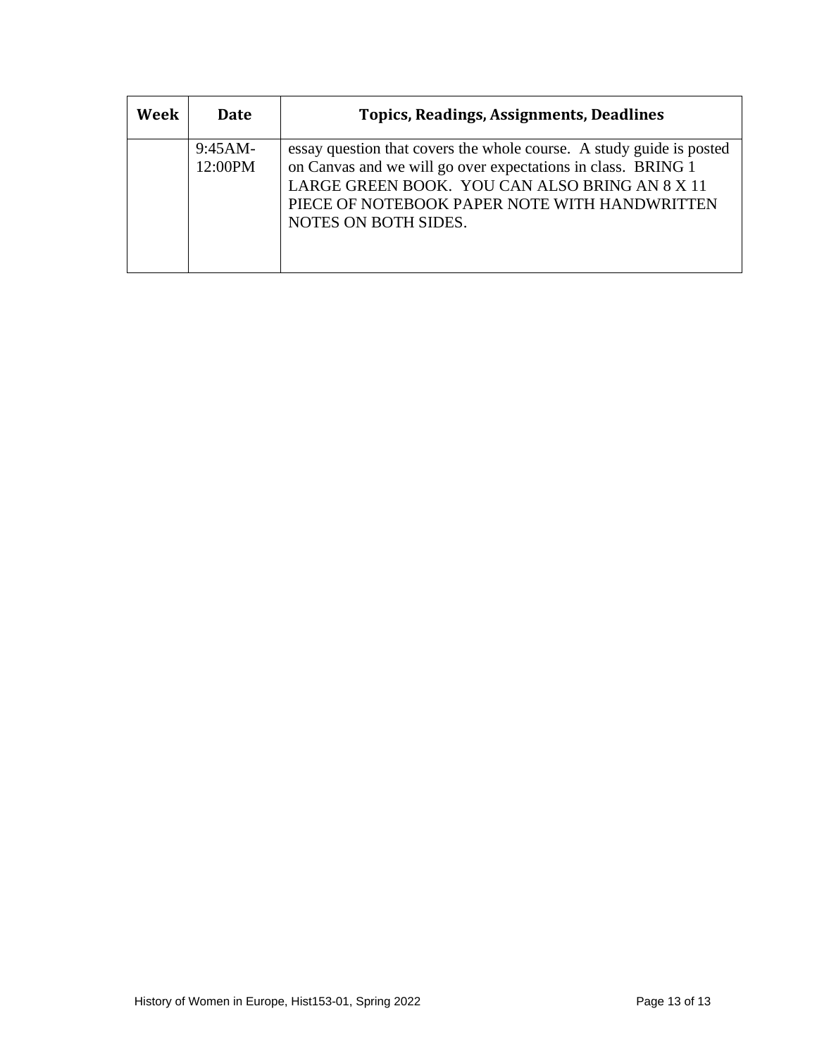| Week | Date | Topics, Readings, Assignments, Deadlines |
|---|---|---|
| | 9:45AM-12:00PM | essay question that covers the whole course. A study guide is posted on Canvas and we will go over expectations in class. BRING 1 LARGE GREEN BOOK. YOU CAN ALSO BRING AN 8 X 11 PIECE OF NOTEBOOK PAPER NOTE WITH HANDWRITTEN NOTES ON BOTH SIDES. |